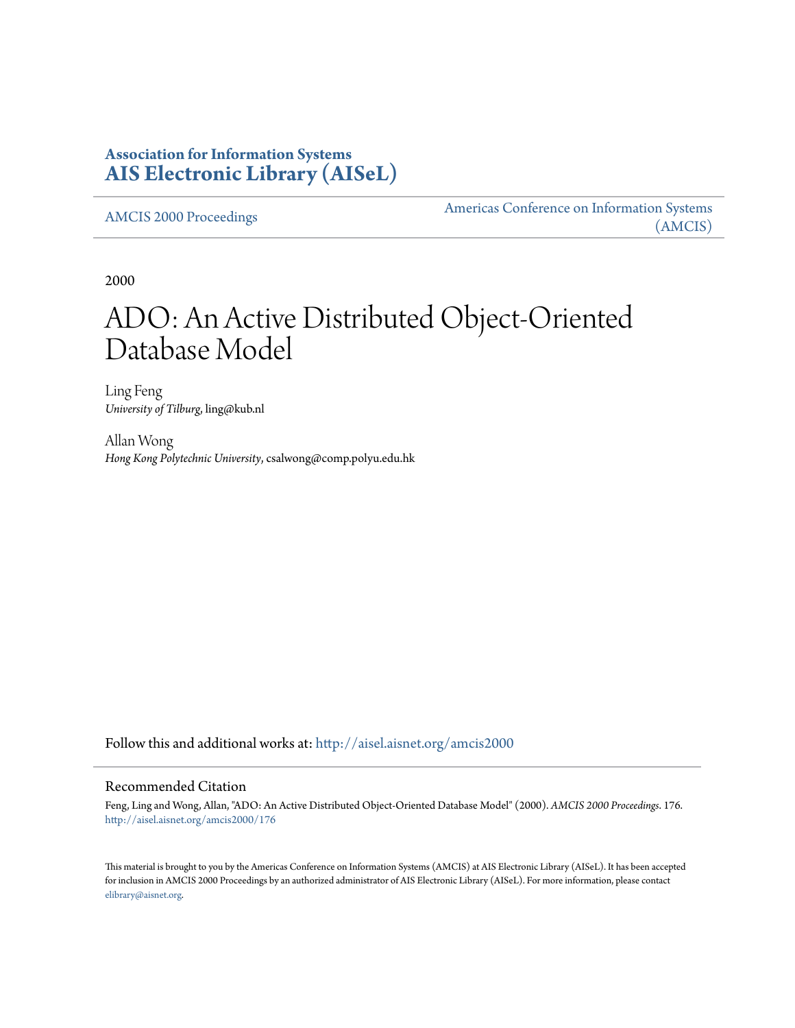**Association for Information Systems**
**AIS Electronic Library (AISeL)**

AMCIS 2000 Proceedings | Americas Conference on Information Systems (AMCIS)

2000

# ADO: An Active Distributed Object-Oriented Database Model

Ling Feng
*University of Tilburg*, ling@kub.nl

Allan Wong
*Hong Kong Polytechnic University*, csalwong@comp.polyu.edu.hk

Follow this and additional works at: http://aisel.aisnet.org/amcis2000

## Recommended Citation

Feng, Ling and Wong, Allan, "ADO: An Active Distributed Object-Oriented Database Model" (2000). *AMCIS 2000 Proceedings*. 176.
http://aisel.aisnet.org/amcis2000/176

This material is brought to you by the Americas Conference on Information Systems (AMCIS) at AIS Electronic Library (AISeL). It has been accepted for inclusion in AMCIS 2000 Proceedings by an authorized administrator of AIS Electronic Library (AISeL). For more information, please contact elibrary@aisnet.org.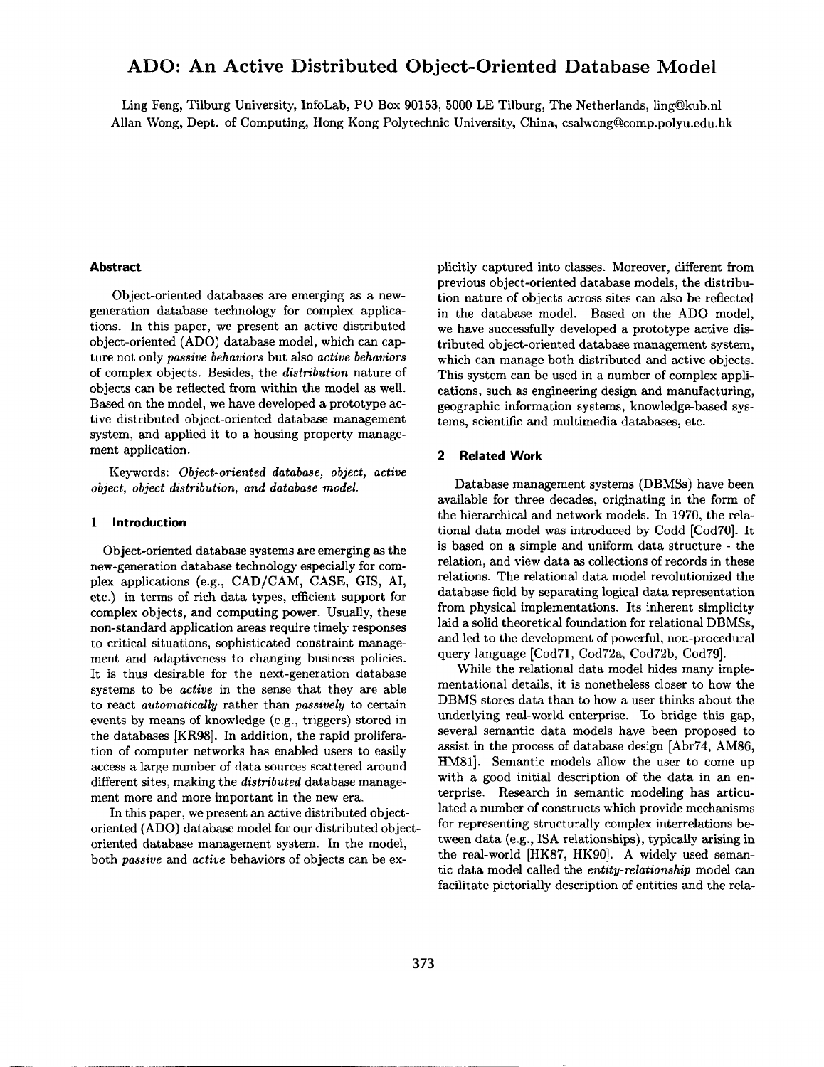# ADO: An Active Distributed Object-Oriented Database Model

Ling Feng, Tilburg University, InfoLab, PO Box 90153, 5000 LE Tilburg, The Netherlands, ling@kub.nl
Allan Wong, Dept. of Computing, Hong Kong Polytechnic University, China, csalwong@comp.polyu.edu.hk

### Abstract

Object-oriented databases are emerging as a new-generation database technology for complex applications. In this paper, we present an active distributed object-oriented (ADO) database model, which can capture not only *passive behaviors* but also *active behaviors* of complex objects. Besides, the *distribution* nature of objects can be reflected from within the model as well. Based on the model, we have developed a prototype active distributed object-oriented database management system, and applied it to a housing property management application.

Keywords: *Object-oriented database, object, active object, object distribution, and database model.*

## 1 Introduction

Object-oriented database systems are emerging as the new-generation database technology especially for complex applications (e.g., CAD/CAM, CASE, GIS, AI, etc.) in terms of rich data types, efficient support for complex objects, and computing power. Usually, these non-standard application areas require timely responses to critical situations, sophisticated constraint management and adaptiveness to changing business policies. It is thus desirable for the next-generation database systems to be *active* in the sense that they are able to react *automatically* rather than *passively* to certain events by means of knowledge (e.g., triggers) stored in the databases [KR98]. In addition, the rapid proliferation of computer networks has enabled users to easily access a large number of data sources scattered around different sites, making the *distributed* database management more and more important in the new era.

In this paper, we present an active distributed object-oriented (ADO) database model for our distributed object-oriented database management system. In the model, both *passive* and *active* behaviors of objects can be explicitly captured into classes. Moreover, different from previous object-oriented database models, the distribution nature of objects across sites can also be reflected in the database model. Based on the ADO model, we have successfully developed a prototype active distributed object-oriented database management system, which can manage both distributed and active objects. This system can be used in a number of complex applications, such as engineering design and manufacturing, geographic information systems, knowledge-based systems, scientific and multimedia databases, etc.

## 2 Related Work

Database management systems (DBMSs) have been available for three decades, originating in the form of the hierarchical and network models. In 1970, the relational data model was introduced by Codd [Cod70]. It is based on a simple and uniform data structure - the relation, and view data as collections of records in these relations. The relational data model revolutionized the database field by separating logical data representation from physical implementations. Its inherent simplicity laid a solid theoretical foundation for relational DBMSs, and led to the development of powerful, non-procedural query language [Cod71, Cod72a, Cod72b, Cod79].

While the relational data model hides many implementational details, it is nonetheless closer to how the DBMS stores data than to how a user thinks about the underlying real-world enterprise. To bridge this gap, several semantic data models have been proposed to assist in the process of database design [Abr74, AM86, HM81]. Semantic models allow the user to come up with a good initial description of the data in an enterprise. Research in semantic modeling has articulated a number of constructs which provide mechanisms for representing structurally complex interrelations between data (e.g., ISA relationships), typically arising in the real-world [HK87, HK90]. A widely used semantic data model called the *entity-relationship* model can facilitate pictorially description of entities and the rela-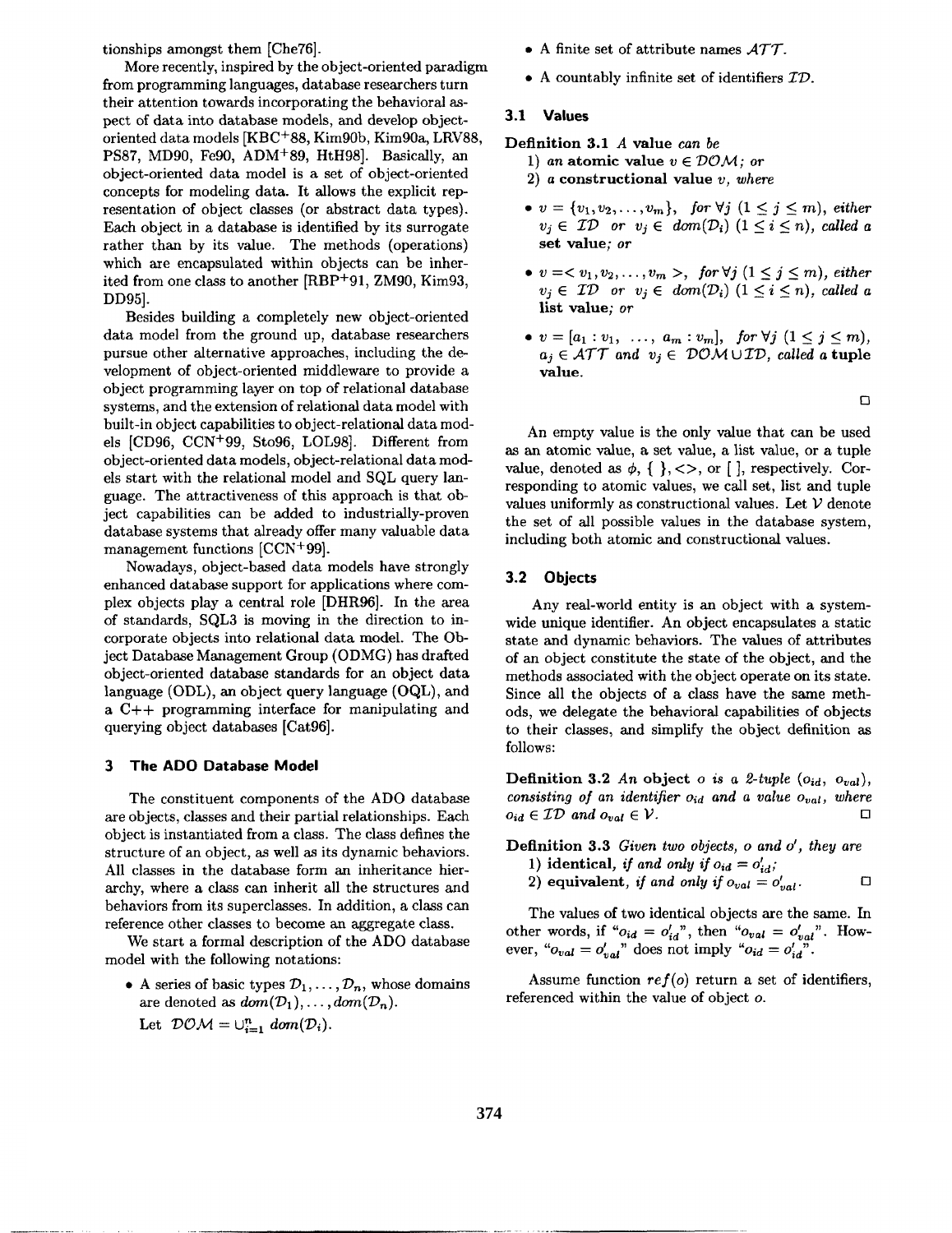tionships amongst them [Che76].

More recently, inspired by the object-oriented paradigm from programming languages, database researchers turn their attention towards incorporating the behavioral aspect of data into database models, and develop object-oriented data models [KBC+88, Kim90b, Kim90a, LRV88, PS87, MD90, Fe90, ADM+89, HtH98]. Basically, an object-oriented data model is a set of object-oriented concepts for modeling data. It allows the explicit representation of object classes (or abstract data types). Each object in a database is identified by its surrogate rather than by its value. The methods (operations) which are encapsulated within objects can be inherited from one class to another [RBP+91, ZM90, Kim93, DD95].

Besides building a completely new object-oriented data model from the ground up, database researchers pursue other alternative approaches, including the development of object-oriented middleware to provide a object programming layer on top of relational database systems, and the extension of relational data model with built-in object capabilities to object-relational data models [CD96, CCN+99, Sto96, LOL98]. Different from object-oriented data models, object-relational data models start with the relational model and SQL query language. The attractiveness of this approach is that object capabilities can be added to industrially-proven database systems that already offer many valuable data management functions [CCN+99].

Nowadays, object-based data models have strongly enhanced database support for applications where complex objects play a central role [DHR96]. In the area of standards, SQL3 is moving in the direction to incorporate objects into relational data model. The Object Database Management Group (ODMG) has drafted object-oriented database standards for an object data language (ODL), an object query language (OQL), and a C++ programming interface for manipulating and querying object databases [Cat96].

## 3 The ADO Database Model

The constituent components of the ADO database are objects, classes and their partial relationships. Each object is instantiated from a class. The class defines the structure of an object, as well as its dynamic behaviors. All classes in the database form an inheritance hierarchy, where a class can inherit all the structures and behaviors from its superclasses. In addition, a class can reference other classes to become an aggregate class.

We start a formal description of the ADO database model with the following notations:

- A series of basic types $\mathcal{D}_1, \ldots, \mathcal{D}_n$, whose domains are denoted as $dom(\mathcal{D}_1), \ldots, dom(\mathcal{D}_n)$.
  Let $\mathcal{DOM} = \cup_{i=1}^{n} dom(\mathcal{D}_i)$.
- A finite set of attribute names $\mathcal{ATT}$.
- A countably infinite set of identifiers $\mathcal{ID}$.

### 3.1 Values

**Definition 3.1** *A* **value** *can be*

1) *an* **atomic value** $v \in \mathcal{DOM}$; *or*

2) *a* **constructional value** $v$, *where*

- $v = \{v_1, v_2, \ldots, v_m\}$, *for* $\forall j$ $(1 \leq j \leq m)$, *either* $v_j \in \mathcal{ID}$ *or* $v_j \in dom(\mathcal{D}_i)$ $(1 \leq i \leq n)$, *called a* **set value**; *or*
- $v = < v_1, v_2, \ldots, v_m >$, *for* $\forall j$ $(1 \leq j \leq m)$, *either* $v_j \in \mathcal{ID}$ *or* $v_j \in dom(\mathcal{D}_i)$ $(1 \leq i \leq n)$, *called a* **list value**; *or*
- $v = [a_1 : v_1, \ \ldots, \ a_m : v_m]$, *for* $\forall j$ $(1 \leq j \leq m)$, $a_j \in \mathcal{ATT}$ *and* $v_j \in \mathcal{DOM} \cup \mathcal{ID}$, *called a* **tuple value**.

□

An empty value is the only value that can be used as an atomic value, a set value, a list value, or a tuple value, denoted as $\phi$, $\{ \}$, $<>$, or $[ ]$, respectively. Corresponding to atomic values, we call set, list and tuple values uniformly as constructional values. Let $\mathcal{V}$ denote the set of all possible values in the database system, including both atomic and constructional values.

### 3.2 Objects

Any real-world entity is an object with a system-wide unique identifier. An object encapsulates a static state and dynamic behaviors. The values of attributes of an object constitute the state of the object, and the methods associated with the object operate on its state. Since all the objects of a class have the same methods, we delegate the behavioral capabilities of objects to their classes, and simplify the object definition as follows:

**Definition 3.2** *An* **object** $o$ *is a 2-tuple* $(o_{id}, \ o_{val})$, *consisting of an identifier* $o_{id}$ *and a value* $o_{val}$, *where* $o_{id} \in \mathcal{ID}$ *and* $o_{val} \in \mathcal{V}$. □

**Definition 3.3** *Given two objects,* $o$ *and* $o'$, *they are*

1) **identical**, *if and only if* $o_{id} = o'_{id}$;

2) **equivalent**, *if and only if* $o_{val} = o'_{val}$. □

The values of two identical objects are the same. In other words, if "$o_{id} = o'_{id}$", then "$o_{val} = o'_{val}$". However, "$o_{val} = o'_{val}$" does not imply "$o_{id} = o'_{id}$".

Assume function $ref(o)$ return a set of identifiers, referenced within the value of object $o$.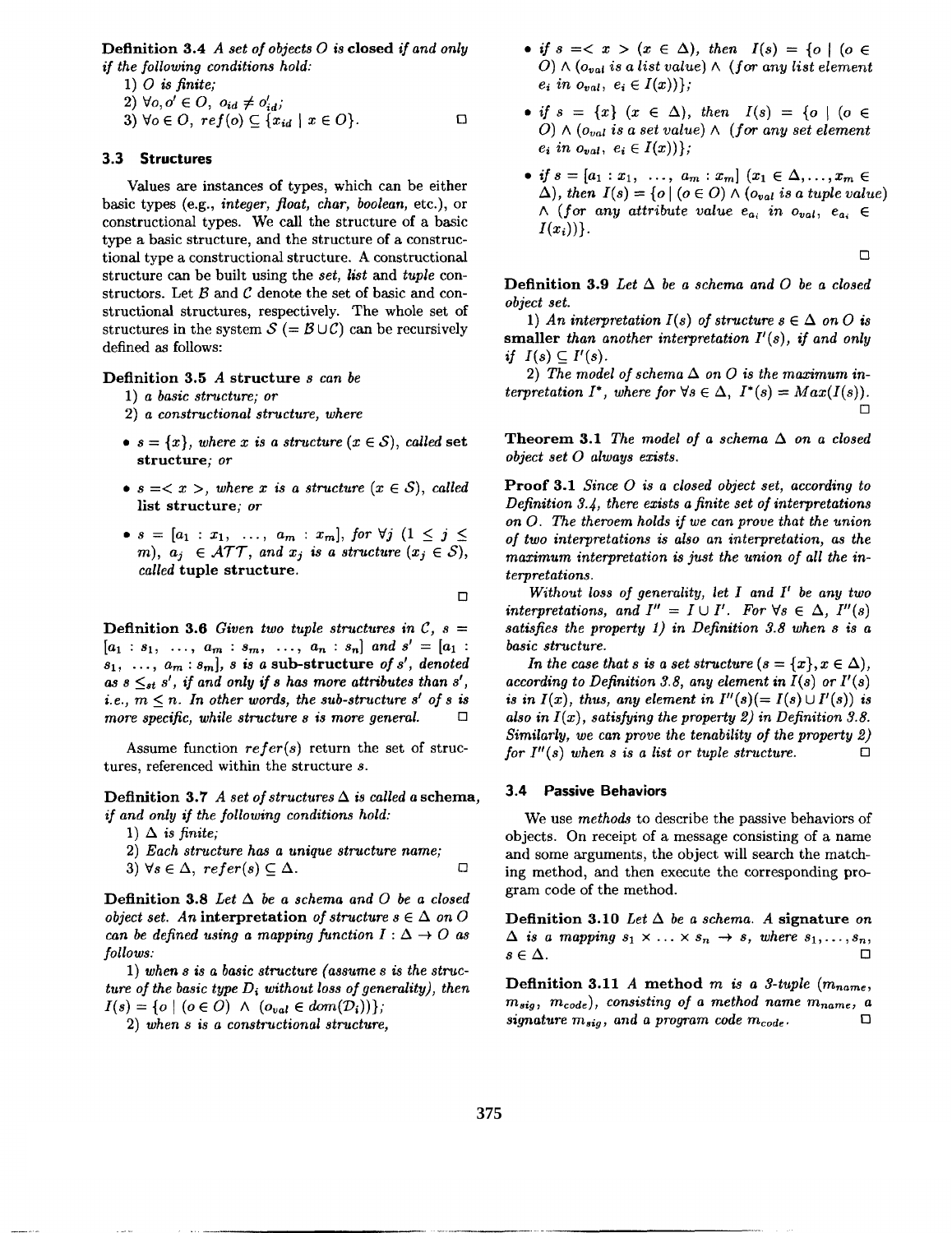**Definition 3.4** *A set of objects $O$ is* **closed** *if and only if the following conditions hold:*

1) *$O$ is finite;*
2) *$\forall o, o' \in O,\ o_{id} \neq o'_{id}$;*
3) *$\forall o \in O,\ ref(o) \subseteq \{x_{id} \mid x \in O\}$.* □

### 3.3 Structures

Values are instances of types, which can be either basic types (e.g., *integer, float, char, boolean*, etc.), or constructional types. We call the structure of a basic type a basic structure, and the structure of a constructional type a constructional structure. A constructional structure can be built using the *set, list* and *tuple* constructors. Let $\mathcal{B}$ and $\mathcal{C}$ denote the set of basic and constructional structures, respectively. The whole set of structures in the system $\mathcal{S}$ ($= \mathcal{B} \cup \mathcal{C}$) can be recursively defined as follows:

**Definition 3.5** *A* **structure** *$s$ can be*

1) *a basic structure; or*
2) *a constructional structure, where*

- *$s = \{x\}$, where $x$ is a structure ($x \in \mathcal{S}$), called* **set structure***; or*
- *$s = < x >$, where $x$ is a structure ($x \in \mathcal{S}$), called* **list structure***; or*
- *$s = [a_1 : x_1,\ \ldots,\ a_m : x_m]$, for $\forall j$ ($1 \leq j \leq m$), $a_j \in \mathcal{ATT}$, and $x_j$ is a structure ($x_j \in \mathcal{S}$), called* **tuple structure**.

□

**Definition 3.6** *Given two tuple structures in $\mathcal{C}$, $s = [a_1 : s_1,\ \ldots,\ a_m : s_m,\ \ldots,\ a_n : s_n]$ and $s' = [a_1 : s_1,\ \ldots,\ a_m : s_m]$, $s$ is a* **sub-structure** *of $s'$, denoted as $s \leq_{st} s'$, if and only if $s$ has more attributes than $s'$, i.e., $m \leq n$. In other words, the sub-structure $s'$ of $s$ is more specific, while structure $s$ is more general.* □

Assume function $refer(s)$ return the set of structures, referenced within the structure $s$.

**Definition 3.7** *A set of structures $\Delta$ is called a* **schema**, *if and only if the following conditions hold:*

1) *$\Delta$ is finite;*
2) *Each structure has a unique structure name;*
3) *$\forall s \in \Delta,\ refer(s) \subseteq \Delta$.* □

**Definition 3.8** *Let $\Delta$ be a schema and $O$ be a closed object set. An* **interpretation** *of structure $s \in \Delta$ on $O$ can be defined using a mapping function $I : \Delta \rightarrow O$ as follows:*

1) *when $s$ is a basic structure (assume $s$ is the structure of the basic type $D_i$ without loss of generality), then $I(s) = \{o \mid (o \in O)\ \wedge\ (o_{val} \in dom(\mathcal{D}_i))\}$;*

2) *when $s$ is a constructional structure,*

- *if $s = < x >$ ($x \in \Delta$), then $I(s) = \{o \mid (o \in O) \wedge (o_{val}$ is a list value$) \wedge$ (for any list element $e_i$ in $o_{val}$, $e_i \in I(x))\}$;*
- *if $s = \{x\}$ ($x \in \Delta$), then $I(s) = \{o \mid (o \in O) \wedge (o_{val}$ is a set value$) \wedge$ (for any set element $e_i$ in $o_{val}$, $e_i \in I(x))\}$;*
- *if $s = [a_1 : x_1,\ \ldots,\ a_m : x_m]$ ($x_1 \in \Delta, \ldots, x_m \in \Delta$), then $I(s) = \{o \mid (o \in O) \wedge (o_{val}$ is a tuple value$)$ $\wedge$ (for any attribute value $e_{a_i}$ in $o_{val}$, $e_{a_i} \in I(x_i))\}$.*

□

**Definition 3.9** *Let $\Delta$ be a schema and $O$ be a closed object set.*

1) *An interpretation $I(s)$ of structure $s \in \Delta$ on $O$ is* **smaller** *than another interpretation $I'(s)$, if and only if $I(s) \subseteq I'(s)$.*

2) *The model of schema $\Delta$ on $O$ is the maximum interpretation $I^*$, where for $\forall s \in \Delta$, $I^*(s) = Max(I(s))$.* □

**Theorem 3.1** *The model of a schema $\Delta$ on a closed object set $O$ always exists.*

**Proof 3.1** *Since $O$ is a closed object set, according to Definition 3.4, there exists a finite set of interpretations on $O$. The theroem holds if we can prove that the union of two interpretations is also an interpretation, as the maximum interpretation is just the union of all the interpretations.*

*Without loss of generality, let $I$ and $I'$ be any two interpretations, and $I'' = I \cup I'$. For $\forall s \in \Delta$, $I''(s)$ satisfies the property 1) in Definition 3.8 when $s$ is a basic structure.*

*In the case that $s$ is a set structure ($s = \{x\}, x \in \Delta$), according to Definition 3.8, any element in $I(s)$ or $I'(s)$ is in $I(x)$, thus, any element in $I''(s) (= I(s) \cup I'(s))$ is also in $I(x)$, satisfying the property 2) in Definition 3.8. Similarly, we can prove the tenability of the property 2) for $I''(s)$ when $s$ is a list or tuple structure.* □

### 3.4 Passive Behaviors

We use *methods* to describe the passive behaviors of objects. On receipt of a message consisting of a name and some arguments, the object will search the matching method, and then execute the corresponding program code of the method.

**Definition 3.10** *Let $\Delta$ be a schema. A* **signature** *on $\Delta$ is a mapping $s_1 \times \ldots \times s_n \rightarrow s$, where $s_1, \ldots, s_n$, $s \in \Delta$.* □

**Definition 3.11** *A* **method** *$m$ is a 3-tuple ($m_{name}$, $m_{sig}$, $m_{code}$), consisting of a method name $m_{name}$, a signature $m_{sig}$, and a program code $m_{code}$.* □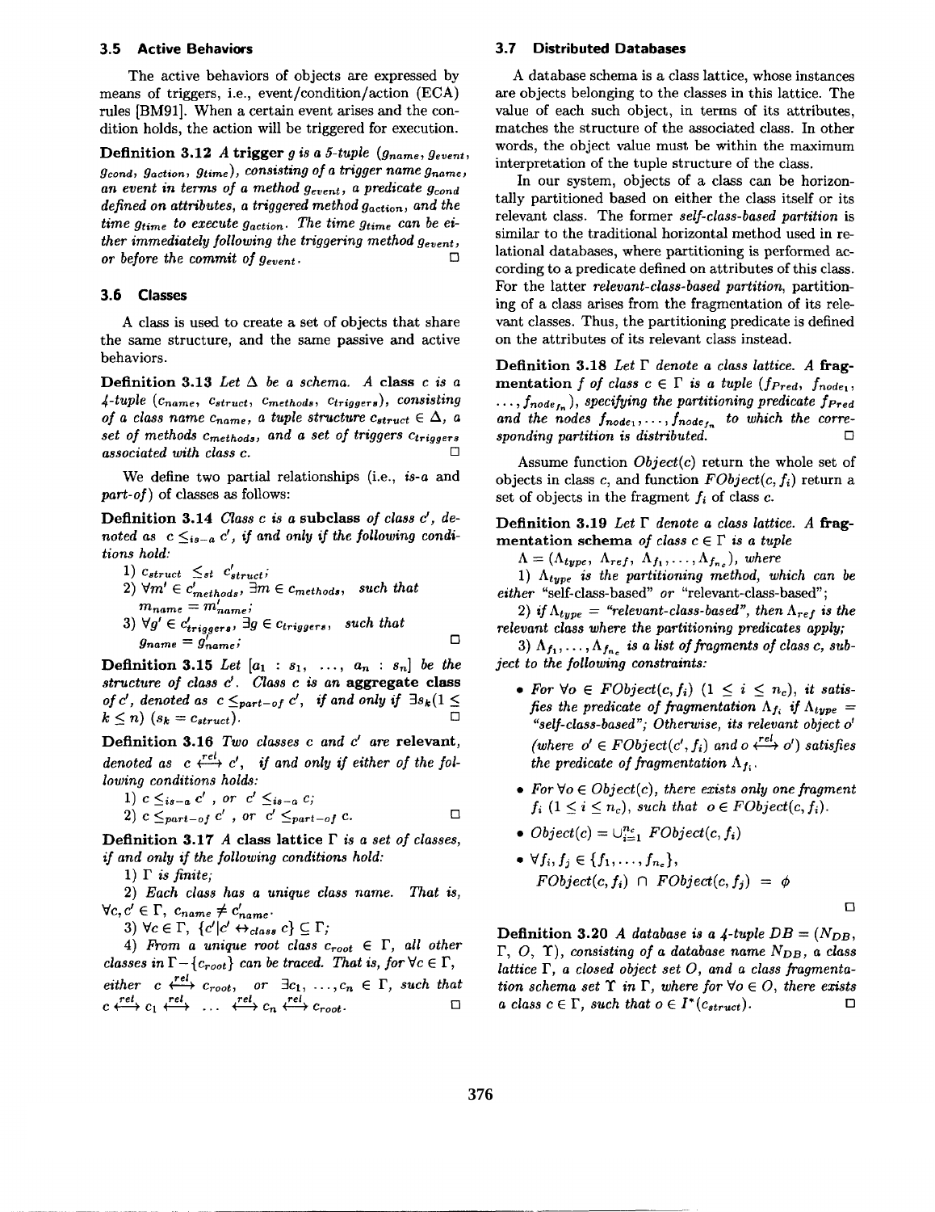### 3.5 Active Behaviors

The active behaviors of objects are expressed by means of triggers, i.e., event/condition/action (ECA) rules [BM91]. When a certain event arises and the condition holds, the action will be triggered for execution.

**Definition 3.12** *A* **trigger** *$g$ is a 5-tuple ($g_{name}$, $g_{event}$, $g_{cond}$, $g_{action}$, $g_{time}$), consisting of a trigger name $g_{name}$, an event in terms of a method $g_{event}$, a predicate $g_{cond}$ defined on attributes, a triggered method $g_{action}$, and the time $g_{time}$ to execute $g_{action}$. The time $g_{time}$ can be either immediately following the triggering method $g_{event}$, or before the commit of $g_{event}$.* □

### 3.6 Classes

A class is used to create a set of objects that share the same structure, and the same passive and active behaviors.

**Definition 3.13** *Let $\Delta$ be a schema. A* **class** *$c$ is a 4-tuple ($c_{name}$, $c_{struct}$, $c_{methods}$, $c_{triggers}$), consisting of a class name $c_{name}$, a tuple structure $c_{struct} \in \Delta$, a set of methods $c_{methods}$, and a set of triggers $c_{triggers}$ associated with class $c$.* □

We define two partial relationships (i.e., *is-a* and *part-of*) of classes as follows:

**Definition 3.14** *Class $c$ is a* **subclass** *of class $c'$, denoted as $c \leq_{is-a} c'$, if and only if the following conditions hold:*

1) $c_{struct} \leq_{st} c'_{struct}$;
2) $\forall m' \in c'_{methods}$, $\exists m \in c_{methods}$, *such that* $m_{name} = m'_{name}$;
3) $\forall g' \in c'_{triggers}$, $\exists g \in c_{triggers}$, *such that* $g_{name} = g'_{name}$; □

**Definition 3.15** *Let $[a_1 : s_1, \ldots, a_n : s_n]$ be the structure of class $c'$. Class $c$ is an* **aggregate class** *of $c'$, denoted as $c \leq_{part-of} c'$, if and only if $\exists s_k (1 \leq k \leq n)$ $(s_k = c_{struct})$.* □

**Definition 3.16** *Two classes $c$ and $c'$ are* **relevant**, *denoted as $c \overset{rel}{\longleftrightarrow} c'$, if and only if either of the following conditions holds:*

1) $c \leq_{is-a} c'$ , *or* $c' \leq_{is-a} c$;
2) $c \leq_{part-of} c'$ , *or* $c' \leq_{part-of} c$. □

**Definition 3.17** *A* **class lattice** *$\Gamma$ is a set of classes, if and only if the following conditions hold:*

1) *$\Gamma$ is finite;*
2) *Each class has a unique class name. That is, $\forall c, c' \in \Gamma$, $c_{name} \neq c'_{name}$.*
3) $\forall c \in \Gamma$, $\{c' | c' \leftrightarrow_{class} c\} \subseteq \Gamma$;
4) *From a unique root class $c_{root} \in \Gamma$, all other classes in $\Gamma - \{c_{root}\}$ can be traced. That is, for $\forall c \in \Gamma$, either $c \overset{rel}{\longleftrightarrow} c_{root}$, or $\exists c_1, \ldots, c_n \in \Gamma$, such that $c \overset{rel}{\longleftrightarrow} c_1 \overset{rel}{\longleftrightarrow} \ldots \overset{rel}{\longleftrightarrow} c_n \overset{rel}{\longleftrightarrow} c_{root}$.* □

### 3.7 Distributed Databases

A database schema is a class lattice, whose instances are objects belonging to the classes in this lattice. The value of each such object, in terms of its attributes, matches the structure of the associated class. In other words, the object value must be within the maximum interpretation of the tuple structure of the class.

In our system, objects of a class can be horizontally partitioned based on either the class itself or its relevant class. The former *self-class-based partition* is similar to the traditional horizontal method used in relational databases, where partitioning is performed according to a predicate defined on attributes of this class. For the latter *relevant-class-based partition*, partitioning of a class arises from the fragmentation of its relevant classes. Thus, the partitioning predicate is defined on the attributes of its relevant class instead.

**Definition 3.18** *Let $\Gamma$ denote a class lattice. A* **fragmentation** *$f$ of class $c \in \Gamma$ is a tuple ($f_{Pred}$, $f_{node_1}$, $\ldots$, $f_{node_{f_n}}$), specifying the partitioning predicate $f_{Pred}$ and the nodes $f_{node_1}, \ldots, f_{node_{f_n}}$ to which the corresponding partition is distributed.* □

Assume function *Object(c)* return the whole set of objects in class $c$, and function *FObject(c, $f_i$)* return a set of objects in the fragment $f_i$ of class $c$.

**Definition 3.19** *Let $\Gamma$ denote a class lattice. A* **fragmentation schema** *of class $c \in \Gamma$ is a tuple*
$\Lambda = (\Lambda_{type}, \Lambda_{ref}, \Lambda_{f_1}, \ldots, \Lambda_{f_{n_c}})$, *where*

1) *$\Lambda_{type}$ is the partitioning method, which can be either "self-class-based" or "relevant-class-based";*
2) *if $\Lambda_{type}$ = "relevant-class-based", then $\Lambda_{ref}$ is the relevant class where the partitioning predicates apply;*
3) *$\Lambda_{f_1}, \ldots, \Lambda_{f_{n_c}}$ is a list of fragments of class $c$, subject to the following constraints:*

- *For $\forall o \in FObject(c, f_i)$ $(1 \leq i \leq n_c)$, it satisfies the predicate of fragmentation $\Lambda_{f_i}$ if $\Lambda_{type}$ = "self-class-based"; Otherwise, its relevant object $o'$ (where $o' \in FObject(c', f_i)$ and $o \overset{rel}{\longleftrightarrow} o'$) satisfies the predicate of fragmentation $\Lambda_{f_i}$.*
- *For $\forall o \in Object(c)$, there exists only one fragment $f_i$ $(1 \leq i \leq n_c)$, such that $o \in FObject(c, f_i)$.*
- $Object(c) = \cup_{i=1}^{n_c} FObject(c, f_i)$
- $\forall f_i, f_j \in \{f_1, \ldots, f_{n_c}\}$,
  $FObject(c, f_i) \cap FObject(c, f_j) = \phi$

□

**Definition 3.20** *A database is a 4-tuple $DB = (N_{DB}$, $\Gamma$, $O$, $\Upsilon)$, consisting of a database name $N_{DB}$, a class lattice $\Gamma$, a closed object set $O$, and a class fragmentation schema set $\Upsilon$ in $\Gamma$, where for $\forall o \in O$, there exists a class $c \in \Gamma$, such that $o \in I^*(c_{struct})$.* □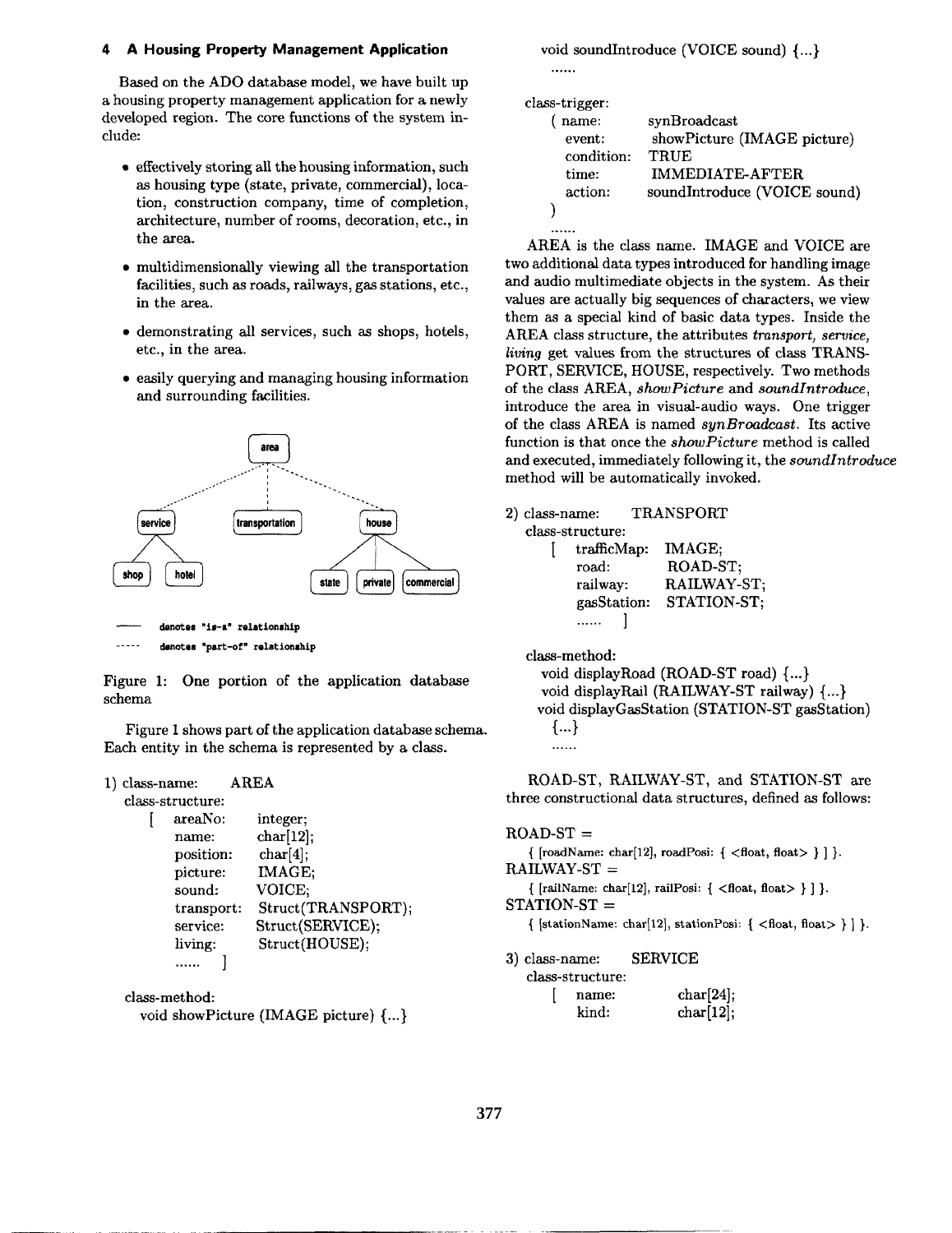### 4 A Housing Property Management Application

Based on the ADO database model, we have built up a housing property management application for a newly developed region. The core functions of the system include:

- effectively storing all the housing information, such as housing type (state, private, commercial), location, construction company, time of completion, architecture, number of rooms, decoration, etc., in the area.
- multidimensionally viewing all the transportation facilities, such as roads, railways, gas stations, etc., in the area.
- demonstrating all services, such as shops, hotels, etc., in the area.
- easily querying and managing housing information and surrounding facilities.

```
                    area
          .  .  .  .  :  .  .  .  .
     service     transportation     house
     /     \                      /   |   \
  shop    hotel              state private commercial

——    denotes "is-a" relationship
-----  denotes "part-of" relationship
```

Figure 1: One portion of the application database schema

Figure 1 shows part of the application database schema. Each entity in the schema is represented by a class.

```
1) class-name:    AREA
   class-structure:
      [  areaNo:      integer;
         name:        char[12];
         position:    char[4];
         picture:     IMAGE;
         sound:       VOICE;
         transport:   Struct(TRANSPORT);
         service:     Struct(SERVICE);
         living:      Struct(HOUSE);
         ......  ]

   class-method:
      void showPicture (IMAGE picture) {...}
      void soundIntroduce (VOICE sound) {...}
      ......

   class-trigger:
      ( name:        synBroadcast
        event:       showPicture (IMAGE picture)
        condition:   TRUE
        time:        IMMEDIATE-AFTER
        action:      soundIntroduce (VOICE sound)
      )
      ......
```

AREA is the class name. IMAGE and VOICE are two additional data types introduced for handling image and audio multimediate objects in the system. As their values are actually big sequences of characters, we view them as a special kind of basic data types. Inside the AREA class structure, the attributes *transport, service, living* get values from the structures of class TRANSPORT, SERVICE, HOUSE, respectively. Two methods of the class AREA, *showPicture* and *soundIntroduce*, introduce the area in visual-audio ways. One trigger of the class AREA is named *synBroadcast*. Its active function is that once the *showPicture* method is called and executed, immediately following it, the *soundIntroduce* method will be automatically invoked.

```
2) class-name:    TRANSPORT
   class-structure:
      [  trafficMap:   IMAGE;
         road:         ROAD-ST;
         railway:      RAILWAY-ST;
         gasStation:   STATION-ST;
         ......  ]

   class-method:
      void displayRoad (ROAD-ST road) {...}
      void displayRail (RAILWAY-ST railway) {...}
      void displayGasStation (STATION-ST gasStation)
         {...}
      ......
```

ROAD-ST, RAILWAY-ST, and STATION-ST are three constructional data structures, defined as follows:

```
ROAD-ST =
   { [roadName: char[12], roadPosi: { <float, float> } ] }.
RAILWAY-ST =
   { [railName: char[12], railPosi: { <float, float> } ] }.
STATION-ST =
   { [stationName: char[12], stationPosi: { <float, float> } ] }.
```

```
3) class-name:    SERVICE
   class-structure:
      [  name:        char[24];
         kind:        char[12];
```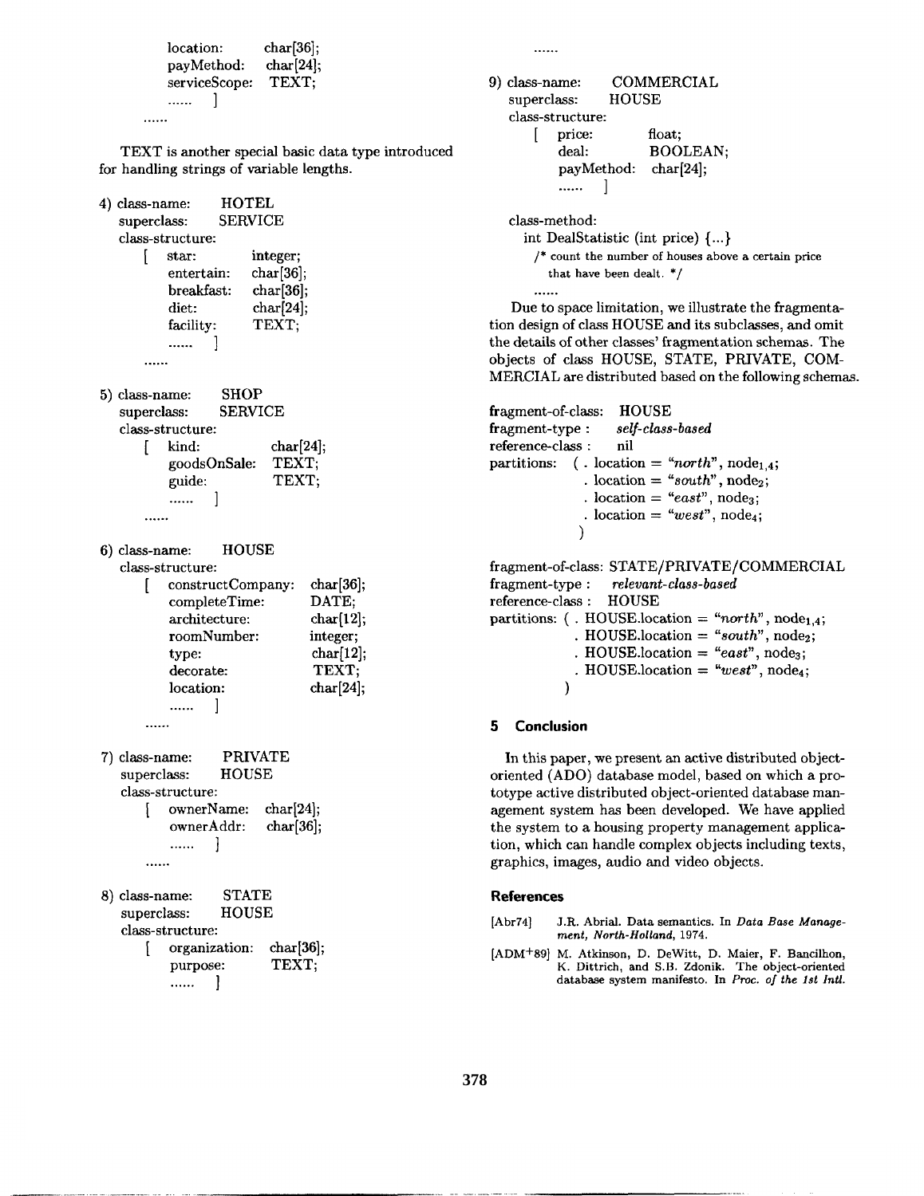```
    location:      char[36];
    payMethod:     char[24];
    serviceScope:  TEXT;
    ......  ]
  ......
```

TEXT is another special basic data type introduced for handling strings of variable lengths.

```
4) class-name:    HOTEL
   superclass:    SERVICE
   class-structure:
     [ star:         integer;
       entertain:    char[36];
       breakfast:    char[36];
       diet:         char[24];
       facility:     TEXT;
       ......  ]
   ......

5) class-name:    SHOP
   superclass:    SERVICE
   class-structure:
     [ kind:          char[24];
       goodsOnSale:   TEXT;
       guide:         TEXT;
       ......  ]
   ......

6) class-name:    HOUSE
   class-structure:
     [ constructCompany:   char[36];
       completeTime:       DATE;
       architecture:       char[12];
       roomNumber:         integer;
       type:               char[12];
       decorate:           TEXT;
       location:           char[24];
       ......  ]
   ......

7) class-name:    PRIVATE
   superclass:    HOUSE
   class-structure:
     [ ownerName:   char[24];
       ownerAddr:   char[36];
       ......  ]
   ......

8) class-name:    STATE
   superclass:    HOUSE
   class-structure:
     [ organization:   char[36];
       purpose:        TEXT;
       ......  ]
   ......

9) class-name:    COMMERCIAL
   superclass:    HOUSE
   class-structure:
     [ price:        float;
       deal:         BOOLEAN;
       payMethod:    char[24];
       ......  ]

   class-method:
     int DealStatistic (int price) {...}
     /* count the number of houses above a certain price
        that have been dealt. */
     ......
```

Due to space limitation, we illustrate the fragmentation design of class HOUSE and its subclasses, and omit the details of other classes' fragmentation schemas. The objects of class HOUSE, STATE, PRIVATE, COMMERCIAL are distributed based on the following schemas.

```
fragment-of-class:  HOUSE
fragment-type :     self-class-based
reference-class :   nil
partitions:  ( . location = "north", node1,4;
               . location = "south", node2;
               . location = "east", node3;
               . location = "west", node4;
             )

fragment-of-class: STATE/PRIVATE/COMMERCIAL
fragment-type :    relevant-class-based
reference-class :  HOUSE
partitions: ( . HOUSE.location = "north", node1,4;
              . HOUSE.location = "south", node2;
              . HOUSE.location = "east", node3;
              . HOUSE.location = "west", node4;
            )
```

## 5 Conclusion

In this paper, we present an active distributed object-oriented (ADO) database model, based on which a prototype active distributed object-oriented database management system has been developed. We have applied the system to a housing property management application, which can handle complex objects including texts, graphics, images, audio and video objects.

## References

[Abr74] J.R. Abrial. Data semantics. In *Data Base Management, North-Holland*, 1974.

[ADM+89] M. Atkinson, D. DeWitt, D. Maier, F. Bancilhon, K. Dittrich, and S.B. Zdonik. The object-oriented database system manifesto. In *Proc. of the 1st Intl.*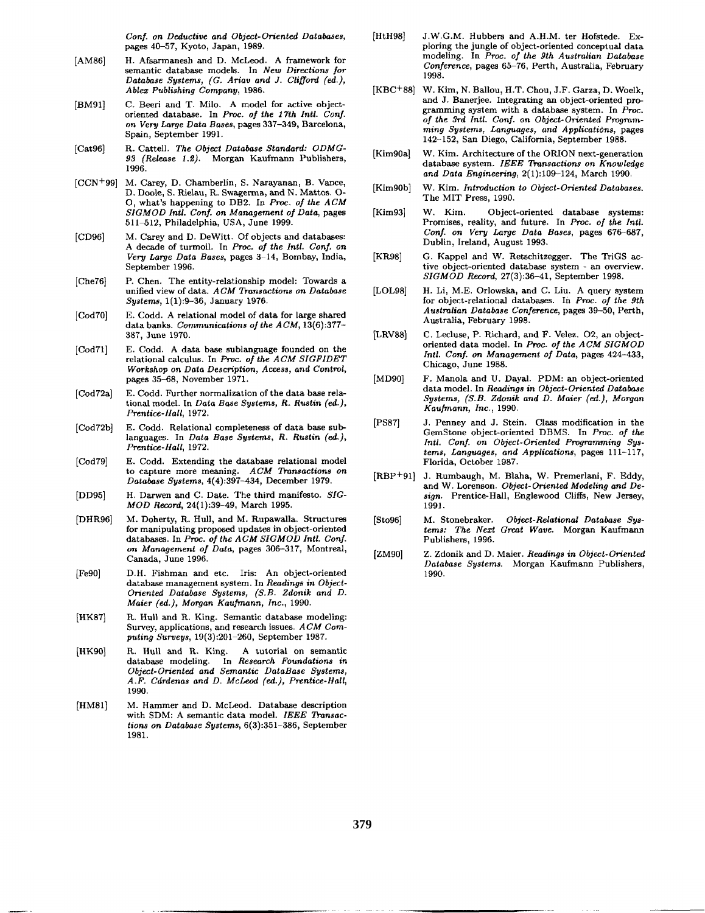*Conf. on Deductive and Object-Oriented Databases*, pages 40–57, Kyoto, Japan, 1989.

[AM86] H. Afsarmanesh and D. McLeod. A framework for semantic database models. In *New Directions for Database Systems, (G. Ariav and J. Clifford (ed.), Ablex Publishing Company*, 1986.

[BM91] C. Beeri and T. Milo. A model for active object-oriented database. In *Proc. of the 17th Intl. Conf. on Very Large Data Bases*, pages 337–349, Barcelona, Spain, September 1991.

[Cat96] R. Cattell. *The Object Database Standard: ODMG-93 (Release 1.2)*. Morgan Kaufmann Publishers, 1996.

[CCN+99] M. Carey, D. Chamberlin, S. Narayanan, B. Vance, D. Doole, S. Rielau, R. Swagerma, and N. Mattos. O-O, what's happening to DB2. In *Proc. of the ACM SIGMOD Intl. Conf. on Management of Data*, pages 511–512, Philadelphia, USA, June 1999.

[CD96] M. Carey and D. DeWitt. Of objects and databases: A decade of turmoil. In *Proc. of the Intl. Conf. on Very Large Data Bases*, pages 3–14, Bombay, India, September 1996.

[Che76] P. Chen. The entity-relationship model: Towards a unified view of data. *ACM Transactions on Database Systems*, 1(1):9–36, January 1976.

[Cod70] E. Codd. A relational model of data for large shared data banks. *Communications of the ACM*, 13(6):377–387, June 1970.

[Cod71] E. Codd. A data base sublanguage founded on the relational calculus. In *Proc. of the ACM SIGFIDET Workshop on Data Description, Access, and Control*, pages 35–68, November 1971.

[Cod72a] E. Codd. Further normalization of the data base relational model. In *Data Base Systems, R. Rustin (ed.), Prentice-Hall*, 1972.

[Cod72b] E. Codd. Relational completeness of data base sublanguages. In *Data Base Systems, R. Rustin (ed.), Prentice-Hall*, 1972.

[Cod79] E. Codd. Extending the database relational model to capture more meaning. *ACM Transactions on Database Systems*, 4(4):397–434, December 1979.

[DD95] H. Darwen and C. Date. The third manifesto. *SIGMOD Record*, 24(1):39–49, March 1995.

[DHR96] M. Doherty, R. Hull, and M. Rupawalla. Structures for manipulating proposed updates in object-oriented databases. In *Proc. of the ACM SIGMOD Intl. Conf. on Management of Data*, pages 306–317, Montreal, Canada, June 1996.

[Fe90] D.H. Fishman and etc. Iris: An object-oriented database management system. In *Readings in Object-Oriented Database Systems, (S.B. Zdonik and D. Maier (ed.), Morgan Kaufmann, Inc.*, 1990.

[HK87] R. Hull and R. King. Semantic database modeling: Survey, applications, and research issues. *ACM Computing Surveys*, 19(3):201–260, September 1987.

[HK90] R. Hull and R. King. A tutorial on semantic database modeling. In *Research Foundations in Object-Oriented and Semantic DataBase Systems, A.F. Cárdenas and D. McLeod (ed.), Prentice-Hall*, 1990.

[HM81] M. Hammer and D. McLeod. Database description with SDM: A semantic data model. *IEEE Transactions on Database Systems*, 6(3):351–386, September 1981.

[HtH98] J.W.G.M. Hubbers and A.H.M. ter Hofstede. Exploring the jungle of object-oriented conceptual data modeling. In *Proc. of the 9th Australian Database Conference*, pages 65–76, Perth, Australia, February 1998.

[KBC+88] W. Kim, N. Ballou, H.T. Chou, J.F. Garza, D. Woelk, and J. Banerjee. Integrating an object-oriented programming system with a database system. In *Proc. of the 3rd Intl. Conf. on Object-Oriented Programming Systems, Languages, and Applications*, pages 142–152, San Diego, California, September 1988.

[Kim90a] W. Kim. Architecture of the ORION next-generation database system. *IEEE Transactions on Knowledge and Data Engineering*, 2(1):109–124, March 1990.

[Kim90b] W. Kim. *Introduction to Object-Oriented Databases*. The MIT Press, 1990.

[Kim93] W. Kim. Object-oriented database systems: Promises, reality, and future. In *Proc. of the Intl. Conf. on Very Large Data Bases*, pages 676–687, Dublin, Ireland, August 1993.

[KR98] G. Kappel and W. Retschitzegger. The TriGS active object-oriented database system - an overview. *SIGMOD Record*, 27(3):36–41, September 1998.

[LOL98] H. Li, M.E. Orlowska, and C. Liu. A query system for object-relational databases. In *Proc. of the 9th Australian Database Conference*, pages 39–50, Perth, Australia, February 1998.

[LRV88] C. Lecluse, P. Richard, and F. Velez. O2, an object-oriented data model. In *Proc. of the ACM SIGMOD Intl. Conf. on Management of Data*, pages 424–433, Chicago, June 1988.

[MD90] F. Manola and U. Dayal. PDM: an object-oriented data model. In *Readings in Object-Oriented Database Systems, (S.B. Zdonik and D. Maier (ed.), Morgan Kaufmann, Inc.*, 1990.

[PS87] J. Penney and J. Stein. Class modification in the GemStone object-oriented DBMS. In *Proc. of the Intl. Conf. on Object-Oriented Programming Systems, Languages, and Applications*, pages 111–117, Florida, October 1987.

[RBP+91] J. Rumbaugh, M. Blaha, W. Premerlani, F. Eddy, and W. Lorenson. *Object-Oriented Modeling and Design*. Prentice-Hall, Englewood Cliffs, New Jersey, 1991.

[Sto96] M. Stonebraker. *Object-Relational Database Systems: The Next Great Wave*. Morgan Kaufmann Publishers, 1996.

[ZM90] Z. Zdonik and D. Maier. *Readings in Object-Oriented Database Systems*. Morgan Kaufmann Publishers, 1990.